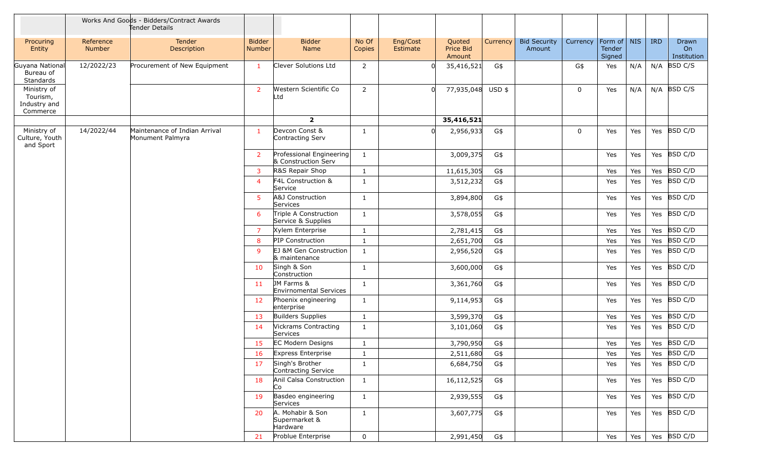| | | Works And Goods - Bidders/Contract Awards Tender Details | | | | | | | | | | | | |
|---|---|---|---|---|---|---|---|---|---|---|---|---|---|---|
| Procuring Entity | Reference Number | Tender Description | Bidder Number | Bidder Name | No Of Copies | Eng/Cost Estimate | Quoted Price Bid Amount | Currency | Bid Security Amount | Currency | Form of Tender Signed | NIS | IRD | Drawn On Institution |
| Guyana National Bureau of Standards | 12/2022/23 | Procurement of New Equipment | 1 | Clever Solutions Ltd | 2 | 0 | 35,416,521 | G$ | | G$ | Yes | N/A | N/A | BSD C/S |
| Ministry of Tourism, Industry and Commerce | | | 2 | Western Scientific Co Ltd | 2 | 0 | 77,935,048 | USD $ | | 0 | Yes | N/A | N/A | BSD C/S |
| | | | | **2** | | | **35,416,521** | | | | | | | |
| Ministry of Culture, Youth and Sport | 14/2022/44 | Maintenance of Indian Arrival Monument Palmyra | 1 | Devcon Const & Contracting Serv | 1 | 0 | 2,956,933 | G$ | | 0 | Yes | Yes | Yes | BSD C/D |
| | | | 2 | Professional Engineering & Construction Serv | 1 | | 3,009,375 | G$ | | | Yes | Yes | Yes | BSD C/D |
| | | | 3 | R&S Repair Shop | 1 | | 11,615,305 | G$ | | | Yes | Yes | Yes | BSD C/D |
| | | | 4 | F4L Construction & Service | 1 | | 3,512,232 | G$ | | | Yes | Yes | Yes | BSD C/D |
| | | | 5 | A&J Construction Services | 1 | | 3,894,800 | G$ | | | Yes | Yes | Yes | BSD C/D |
| | | | 6 | Triple A Construction Service & Supplies | 1 | | 3,578,055 | G$ | | | Yes | Yes | Yes | BSD C/D |
| | | | 7 | Xylem Enterprise | 1 | | 2,781,415 | G$ | | | Yes | Yes | Yes | BSD C/D |
| | | | 8 | PIP Construction | 1 | | 2,651,700 | G$ | | | Yes | Yes | Yes | BSD C/D |
| | | | 9 | EJ &M Gen Construction & maintenance | 1 | | 2,956,520 | G$ | | | Yes | Yes | Yes | BSD C/D |
| | | | 10 | Singh & Son Construction | 1 | | 3,600,000 | G$ | | | Yes | Yes | Yes | BSD C/D |
| | | | 11 | JM Farms & Envirnomental Services | 1 | | 3,361,760 | G$ | | | Yes | Yes | Yes | BSD C/D |
| | | | 12 | Phoenix engineering enterprise | 1 | | 9,114,953 | G$ | | | Yes | Yes | Yes | BSD C/D |
| | | | 13 | Builders Supplies | 1 | | 3,599,370 | G$ | | | Yes | Yes | Yes | BSD C/D |
| | | | 14 | Vickrams Contracting Services | 1 | | 3,101,060 | G$ | | | Yes | Yes | Yes | BSD C/D |
| | | | 15 | EC Modern Designs | 1 | | 3,790,950 | G$ | | | Yes | Yes | Yes | BSD C/D |
| | | | 16 | Express Enterprise | 1 | | 2,511,680 | G$ | | | Yes | Yes | Yes | BSD C/D |
| | | | 17 | Singh's Brother Contracting Service | 1 | | 6,684,750 | G$ | | | Yes | Yes | Yes | BSD C/D |
| | | | 18 | Anil Calsa Construction Co | 1 | | 16,112,525 | G$ | | | Yes | Yes | Yes | BSD C/D |
| | | | 19 | Basdeo engineering Services | 1 | | 2,939,555 | G$ | | | Yes | Yes | Yes | BSD C/D |
| | | | 20 | A. Mohabir & Son Supermarket & Hardware | 1 | | 3,607,775 | G$ | | | Yes | Yes | Yes | BSD C/D |
| | | | 21 | Problue Enterprise | 0 | | 2,991,450 | G$ | | | Yes | Yes | Yes | BSD C/D |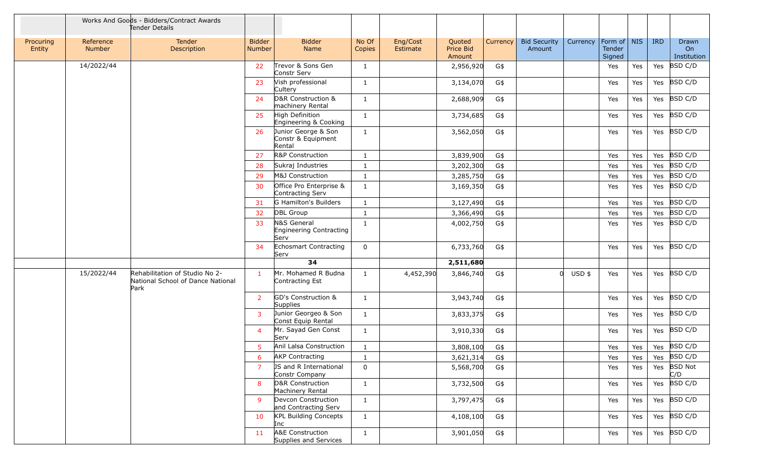| | Works And Goods - Bidders/Contract Awards Tender Details | | | | | | | | | | | | | |
|---|---|---|---|---|---|---|---|---|---|---|---|---|---|---|
| Procuring Entity | Reference Number | Tender Description | Bidder Number | Bidder Name | No Of Copies | Eng/Cost Estimate | Quoted Price Bid Amount | Currency | Bid Security Amount | Currency | Form of Tender Signed | NIS | IRD | Drawn On Institution |
| | 14/2022/44 | | 22 | Trevor & Sons Gen Constr Serv | 1 | | 2,956,920 | G$ | | | Yes | Yes | Yes | BSD C/D |
| | | | 23 | Vish professional Cultery | 1 | | 3,134,070 | G$ | | | Yes | Yes | Yes | BSD C/D |
| | | | 24 | D&R Construction & machinery Rental | 1 | | 2,688,909 | G$ | | | Yes | Yes | Yes | BSD C/D |
| | | | 25 | High Definition Engineering & Cooking | 1 | | 3,734,685 | G$ | | | Yes | Yes | Yes | BSD C/D |
| | | | 26 | Junior George & Son Constr & Equipment Rental | 1 | | 3,562,050 | G$ | | | Yes | Yes | Yes | BSD C/D |
| | | | 27 | R&P Construction | 1 | | 3,839,900 | G$ | | | Yes | Yes | Yes | BSD C/D |
| | | | 28 | Sukraj Industries | 1 | | 3,202,300 | G$ | | | Yes | Yes | Yes | BSD C/D |
| | | | 29 | M&J Construction | 1 | | 3,285,750 | G$ | | | Yes | Yes | Yes | BSD C/D |
| | | | 30 | Office Pro Enterprise & Contracting Serv | 1 | | 3,169,350 | G$ | | | Yes | Yes | Yes | BSD C/D |
| | | | 31 | G Hamilton's Builders | 1 | | 3,127,490 | G$ | | | Yes | Yes | Yes | BSD C/D |
| | | | 32 | DBL Group | 1 | | 3,366,490 | G$ | | | Yes | Yes | Yes | BSD C/D |
| | | | 33 | N&S General Engineering Contracting Serv | 1 | | 4,002,750 | G$ | | | Yes | Yes | Yes | BSD C/D |
| | | | 34 | Echosmart Contracting Serv | 0 | | 6,733,760 | G$ | | | Yes | Yes | Yes | BSD C/D |
| | | | | **34** | | | **2,511,680** | | | | | | | |
| | 15/2022/44 | Rehabilitation of Studio No 2-National School of Dance National Park | 1 | Mr. Mohamed R Budna Contracting Est | 1 | 4,452,390 | 3,846,740 | G$ | 0 | USD $ | Yes | Yes | Yes | BSD C/D |
| | | | 2 | GD's Construction & Supplies | 1 | | 3,943,740 | G$ | | | Yes | Yes | Yes | BSD C/D |
| | | | 3 | Junior Georgeo & Son Const Equip Rental | 1 | | 3,833,375 | G$ | | | Yes | Yes | Yes | BSD C/D |
| | | | 4 | Mr. Sayad Gen Const Serv | 1 | | 3,910,330 | G$ | | | Yes | Yes | Yes | BSD C/D |
| | | | 5 | Anil Lalsa Construction | 1 | | 3,808,100 | G$ | | | Yes | Yes | Yes | BSD C/D |
| | | | 6 | AKP Contracting | 1 | | 3,621,314 | G$ | | | Yes | Yes | Yes | BSD C/D |
| | | | 7 | JS and R International Constr Company | 0 | | 5,568,700 | G$ | | | Yes | Yes | Yes | BSD Not C/D |
| | | | 8 | D&R Construction Machinery Rental | 1 | | 3,732,500 | G$ | | | Yes | Yes | Yes | BSD C/D |
| | | | 9 | Devcon Construction and Contracting Serv | 1 | | 3,797,475 | G$ | | | Yes | Yes | Yes | BSD C/D |
| | | | 10 | KPL Building Concepts Inc | 1 | | 4,108,100 | G$ | | | Yes | Yes | Yes | BSD C/D |
| | | | 11 | A&E Construction Supplies and Services | 1 | | 3,901,050 | G$ | | | Yes | Yes | Yes | BSD C/D |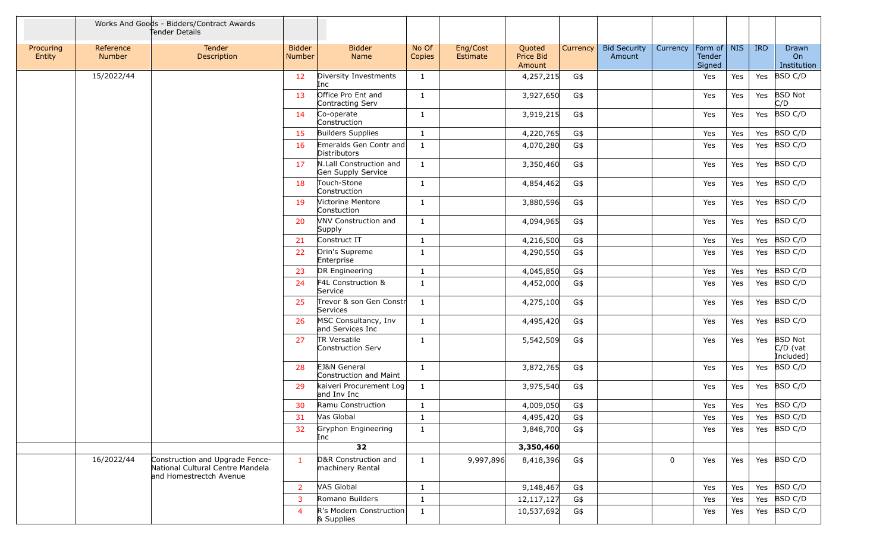| Procuring Entity | Reference Number | Works And Goods - Bidders/Contract Awards Tender Details Tender Description | Bidder Number | Bidder Name | No Of Copies | Eng/Cost Estimate | Quoted Price Bid Amount | Currency | Bid Security Amount | Currency | Form of Tender Signed | NIS | IRD | Drawn On Institution |
|---|---|---|---|---|---|---|---|---|---|---|---|---|---|---|
| | 15/2022/44 | | 12 | Diversity Investments Inc | 1 | | 4,257,215 | G$ | | | Yes | Yes | Yes | BSD C/D |
| | | | 13 | Office Pro Ent and Contracting Serv | 1 | | 3,927,650 | G$ | | | Yes | Yes | Yes | BSD Not C/D |
| | | | 14 | Co-operate Construction | 1 | | 3,919,215 | G$ | | | Yes | Yes | Yes | BSD C/D |
| | | | 15 | Builders Supplies | 1 | | 4,220,765 | G$ | | | Yes | Yes | Yes | BSD C/D |
| | | | 16 | Emeralds Gen Contr and Distributors | 1 | | 4,070,280 | G$ | | | Yes | Yes | Yes | BSD C/D |
| | | | 17 | N.Lall Construction and Gen Supply Service | 1 | | 3,350,460 | G$ | | | Yes | Yes | Yes | BSD C/D |
| | | | 18 | Touch-Stone Construction | 1 | | 4,854,462 | G$ | | | Yes | Yes | Yes | BSD C/D |
| | | | 19 | Victorine Mentore Constuction | 1 | | 3,880,596 | G$ | | | Yes | Yes | Yes | BSD C/D |
| | | | 20 | VNV Construction and Supply | 1 | | 4,094,965 | G$ | | | Yes | Yes | Yes | BSD C/D |
| | | | 21 | Construct IT | 1 | | 4,216,500 | G$ | | | Yes | Yes | Yes | BSD C/D |
| | | | 22 | Orin's Supreme Enterprise | 1 | | 4,290,550 | G$ | | | Yes | Yes | Yes | BSD C/D |
| | | | 23 | DR Engineering | 1 | | 4,045,850 | G$ | | | Yes | Yes | Yes | BSD C/D |
| | | | 24 | F4L Construction & Service | 1 | | 4,452,000 | G$ | | | Yes | Yes | Yes | BSD C/D |
| | | | 25 | Trevor & son Gen Constr Services | 1 | | 4,275,100 | G$ | | | Yes | Yes | Yes | BSD C/D |
| | | | 26 | MSC Consultancy, Inv and Services Inc | 1 | | 4,495,420 | G$ | | | Yes | Yes | Yes | BSD C/D |
| | | | 27 | TR Versatile Construction Serv | 1 | | 5,542,509 | G$ | | | Yes | Yes | Yes | BSD Not C/D (vat Included) |
| | | | 28 | EJ&N General Construction and Maint | 1 | | 3,872,765 | G$ | | | Yes | Yes | Yes | BSD C/D |
| | | | 29 | kaiveri Procurement Log and Inv Inc | 1 | | 3,975,540 | G$ | | | Yes | Yes | Yes | BSD C/D |
| | | | 30 | Ramu Construction | 1 | | 4,009,050 | G$ | | | Yes | Yes | Yes | BSD C/D |
| | | | 31 | Vas Global | 1 | | 4,495,420 | G$ | | | Yes | Yes | Yes | BSD C/D |
| | | | 32 | Gryphon Engineering Inc | 1 | | 3,848,700 | G$ | | | Yes | Yes | Yes | BSD C/D |
| | | | | **32** | | | **3,350,460** | | | | | | | |
| | 16/2022/44 | Construction and Upgrade Fence-National Cultural Centre Mandela and Homestrectch Avenue | 1 | D&R Construction and machinery Rental | 1 | 9,997,896 | 8,418,396 | G$ | | 0 | Yes | Yes | Yes | BSD C/D |
| | | | 2 | VAS Global | 1 | | 9,148,467 | G$ | | | Yes | Yes | Yes | BSD C/D |
| | | | 3 | Romano Builders | 1 | | 12,117,127 | G$ | | | Yes | Yes | Yes | BSD C/D |
| | | | 4 | R's Modern Construction & Supplies | 1 | | 10,537,692 | G$ | | | Yes | Yes | Yes | BSD C/D |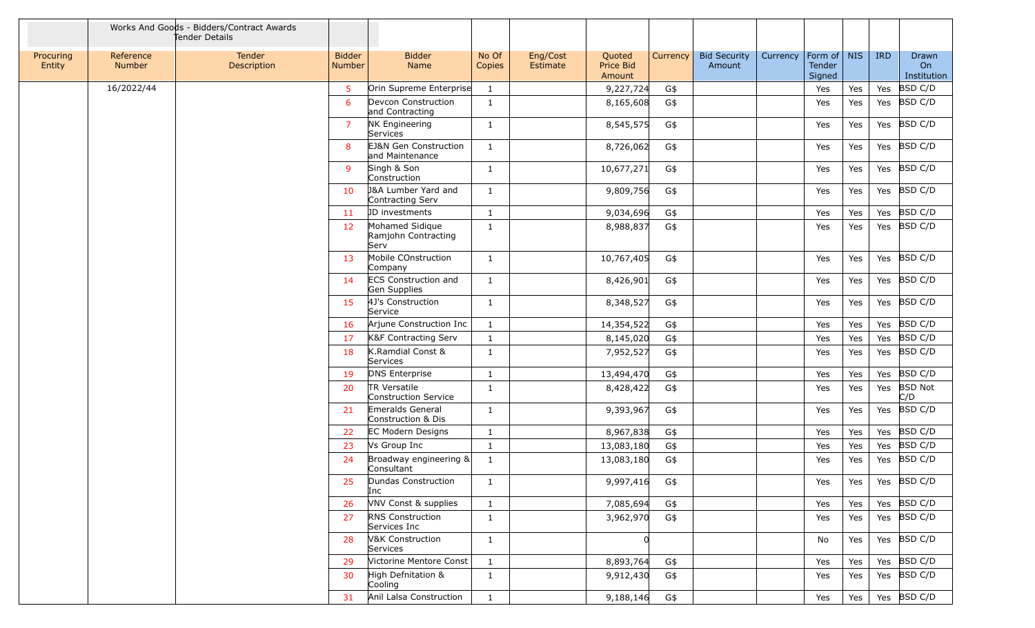| | Works And Goods - Bidders/Contract Awards Tender Details | | | | | | | | | | | | | |
|---|---|---|---|---|---|---|---|---|---|---|---|---|---|---|
| Procuring Entity | Reference Number | Tender Description | Bidder Number | Bidder Name | No Of Copies | Eng/Cost Estimate | Quoted Price Bid Amount | Currency | Bid Security Amount | Currency | Form of Tender Signed | NIS | IRD | Drawn On Institution |
| | 16/2022/44 | | 5 | Orin Supreme Enterprise | 1 | | 9,227,724 | G$ | | | Yes | Yes | Yes | BSD C/D |
| | | | 6 | Devcon Construction and Contracting | 1 | | 8,165,608 | G$ | | | Yes | Yes | Yes | BSD C/D |
| | | | 7 | NK Engineering Services | 1 | | 8,545,575 | G$ | | | Yes | Yes | Yes | BSD C/D |
| | | | 8 | EJ&N Gen Construction and Maintenance | 1 | | 8,726,062 | G$ | | | Yes | Yes | Yes | BSD C/D |
| | | | 9 | Singh & Son Construction | 1 | | 10,677,271 | G$ | | | Yes | Yes | Yes | BSD C/D |
| | | | 10 | J&A Lumber Yard and Contracting Serv | 1 | | 9,809,756 | G$ | | | Yes | Yes | Yes | BSD C/D |
| | | | 11 | JD investments | 1 | | 9,034,696 | G$ | | | Yes | Yes | Yes | BSD C/D |
| | | | 12 | Mohamed Sidique Ramjohn Contracting Serv | 1 | | 8,988,837 | G$ | | | Yes | Yes | Yes | BSD C/D |
| | | | 13 | Mobile COnstruction Company | 1 | | 10,767,405 | G$ | | | Yes | Yes | Yes | BSD C/D |
| | | | 14 | ECS Construction and Gen Supplies | 1 | | 8,426,901 | G$ | | | Yes | Yes | Yes | BSD C/D |
| | | | 15 | 4J's Construction Service | 1 | | 8,348,527 | G$ | | | Yes | Yes | Yes | BSD C/D |
| | | | 16 | Arjune Construction Inc | 1 | | 14,354,522 | G$ | | | Yes | Yes | Yes | BSD C/D |
| | | | 17 | K&F Contracting Serv | 1 | | 8,145,020 | G$ | | | Yes | Yes | Yes | BSD C/D |
| | | | 18 | K.Ramdial Const & Services | 1 | | 7,952,527 | G$ | | | Yes | Yes | Yes | BSD C/D |
| | | | 19 | DNS Enterprise | 1 | | 13,494,470 | G$ | | | Yes | Yes | Yes | BSD C/D |
| | | | 20 | TR Versatile Construction Service | 1 | | 8,428,422 | G$ | | | Yes | Yes | Yes | BSD Not C/D |
| | | | 21 | Emeralds General Construction & Dis | 1 | | 9,393,967 | G$ | | | Yes | Yes | Yes | BSD C/D |
| | | | 22 | EC Modern Designs | 1 | | 8,967,838 | G$ | | | Yes | Yes | Yes | BSD C/D |
| | | | 23 | Vs Group Inc | 1 | | 13,083,180 | G$ | | | Yes | Yes | Yes | BSD C/D |
| | | | 24 | Broadway engineering & Consultant | 1 | | 13,083,180 | G$ | | | Yes | Yes | Yes | BSD C/D |
| | | | 25 | Dundas Construction Inc | 1 | | 9,997,416 | G$ | | | Yes | Yes | Yes | BSD C/D |
| | | | 26 | VNV Const & supplies | 1 | | 7,085,694 | G$ | | | Yes | Yes | Yes | BSD C/D |
| | | | 27 | RNS Construction Services Inc | 1 | | 3,962,970 | G$ | | | Yes | Yes | Yes | BSD C/D |
| | | | 28 | V&K Construction Services | 1 | | 0 | | | | No | Yes | Yes | BSD C/D |
| | | | 29 | Victorine Mentore Const | 1 | | 8,893,764 | G$ | | | Yes | Yes | Yes | BSD C/D |
| | | | 30 | High Defnitation & Cooling | 1 | | 9,912,430 | G$ | | | Yes | Yes | Yes | BSD C/D |
| | | | 31 | Anil Lalsa Construction | 1 | | 9,188,146 | G$ | | | Yes | Yes | Yes | BSD C/D |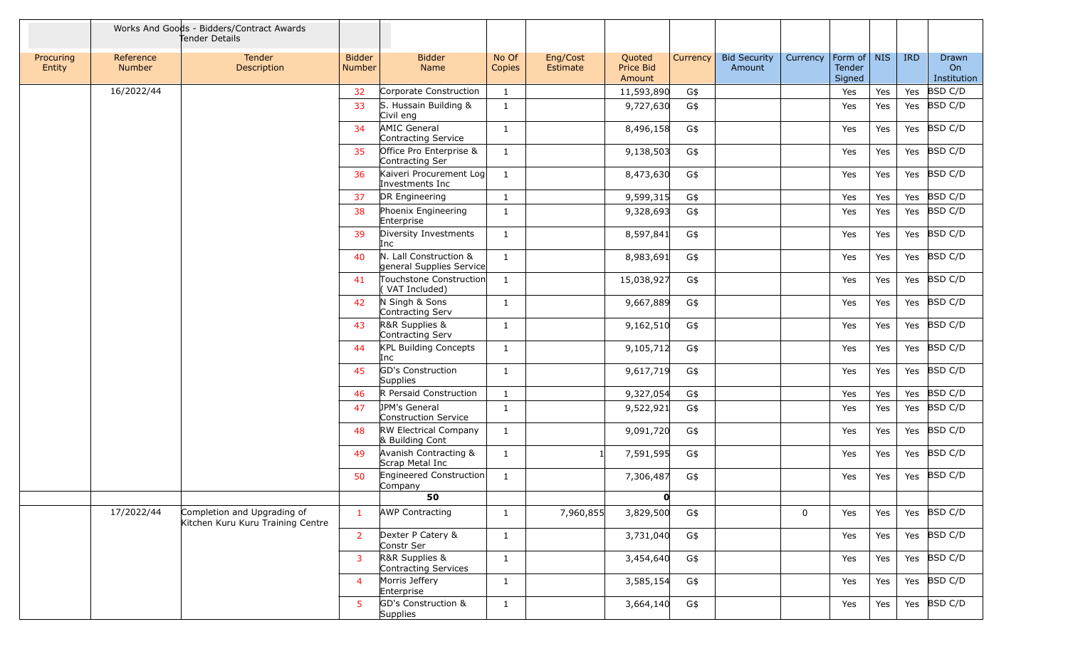| | Works And Goods - Bidders/Contract Awards Tender Details | | | | | | | | | | | | | |
|---|---|---|---|---|---|---|---|---|---|---|---|---|---|---|
| Procuring Entity | Reference Number | Tender Description | Bidder Number | Bidder Name | No Of Copies | Eng/Cost Estimate | Quoted Price Bid Amount | Currency | Bid Security Amount | Currency | Form of Tender Signed | NIS | IRD | Drawn On Institution |
| | 16/2022/44 | | 32 | Corporate Construction | 1 | | 11,593,890 | G$ | | | Yes | Yes | Yes | BSD C/D |
| | | | 33 | S. Hussain Building & Civil eng | 1 | | 9,727,630 | G$ | | | Yes | Yes | Yes | BSD C/D |
| | | | 34 | AMIC General Contracting Service | 1 | | 8,496,158 | G$ | | | Yes | Yes | Yes | BSD C/D |
| | | | 35 | Office Pro Enterprise & Contracting Ser | 1 | | 9,138,503 | G$ | | | Yes | Yes | Yes | BSD C/D |
| | | | 36 | Kaiveri Procurement Log Investments Inc | 1 | | 8,473,630 | G$ | | | Yes | Yes | Yes | BSD C/D |
| | | | 37 | DR Engineering | 1 | | 9,599,315 | G$ | | | Yes | Yes | Yes | BSD C/D |
| | | | 38 | Phoenix Engineering Enterprise | 1 | | 9,328,693 | G$ | | | Yes | Yes | Yes | BSD C/D |
| | | | 39 | Diversity Investments Inc | 1 | | 8,597,841 | G$ | | | Yes | Yes | Yes | BSD C/D |
| | | | 40 | N. Lall Construction & general Supplies Service | 1 | | 8,983,691 | G$ | | | Yes | Yes | Yes | BSD C/D |
| | | | 41 | Touchstone Construction ( VAT Included) | 1 | | 15,038,927 | G$ | | | Yes | Yes | Yes | BSD C/D |
| | | | 42 | N Singh & Sons Contracting Serv | 1 | | 9,667,889 | G$ | | | Yes | Yes | Yes | BSD C/D |
| | | | 43 | R&R Supplies & Contracting Serv | 1 | | 9,162,510 | G$ | | | Yes | Yes | Yes | BSD C/D |
| | | | 44 | KPL Building Concepts Inc | 1 | | 9,105,712 | G$ | | | Yes | Yes | Yes | BSD C/D |
| | | | 45 | GD's Construction Supplies | 1 | | 9,617,719 | G$ | | | Yes | Yes | Yes | BSD C/D |
| | | | 46 | R Persaid Construction | 1 | | 9,327,054 | G$ | | | Yes | Yes | Yes | BSD C/D |
| | | | 47 | JPM's General Construction Service | 1 | | 9,522,921 | G$ | | | Yes | Yes | Yes | BSD C/D |
| | | | 48 | RW Electrical Company & Building Cont | 1 | | 9,091,720 | G$ | | | Yes | Yes | Yes | BSD C/D |
| | | | 49 | Avanish Contracting & Scrap Metal Inc | 1 | 1 | 7,591,595 | G$ | | | Yes | Yes | Yes | BSD C/D |
| | | | 50 | Engineered Construction Company | 1 | | 7,306,487 | G$ | | | Yes | Yes | Yes | BSD C/D |
| | | | | **50** | | | **0** | | | | | | | |
| | 17/2022/44 | Completion and Upgrading of Kitchen Kuru Kuru Training Centre | 1 | AWP Contracting | 1 | 7,960,855 | 3,829,500 | G$ | | 0 | Yes | Yes | Yes | BSD C/D |
| | | | 2 | Dexter P Catery & Constr Ser | 1 | | 3,731,040 | G$ | | | Yes | Yes | Yes | BSD C/D |
| | | | 3 | R&R Supplies & Contracting Services | 1 | | 3,454,640 | G$ | | | Yes | Yes | Yes | BSD C/D |
| | | | 4 | Morris Jeffery Enterprise | 1 | | 3,585,154 | G$ | | | Yes | Yes | Yes | BSD C/D |
| | | | 5 | GD's Construction & Supplies | 1 | | 3,664,140 | G$ | | | Yes | Yes | Yes | BSD C/D |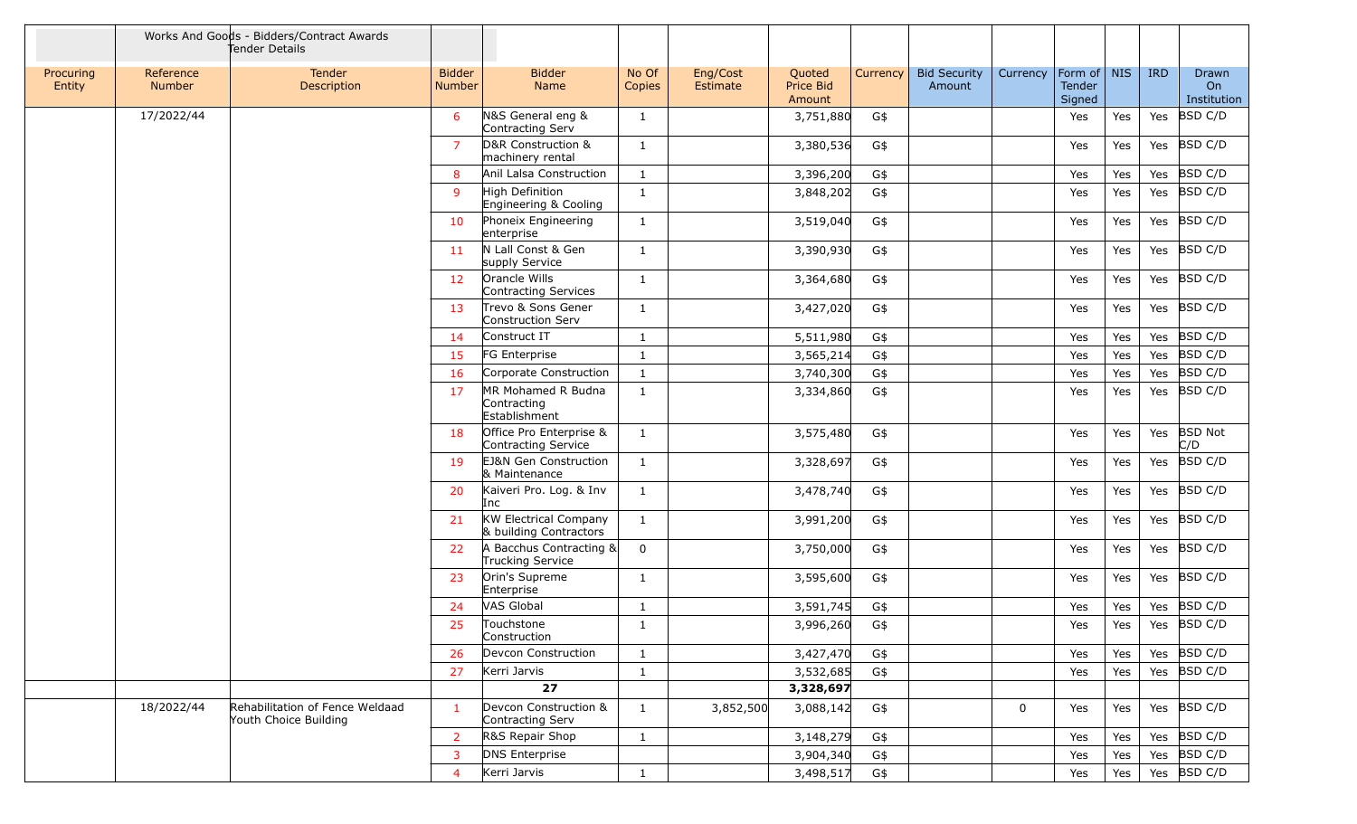| | Works And Goods - Bidders/Contract Awards Tender Details | | | | | | | | | | | | | |
|---|---|---|---|---|---|---|---|---|---|---|---|---|---|---|
| Procuring Entity | Reference Number | Tender Description | Bidder Number | Bidder Name | No Of Copies | Eng/Cost Estimate | Quoted Price Bid Amount | Currency | Bid Security Amount | Currency | Form of Tender Signed | NIS | IRD | Drawn On Institution |
| | 17/2022/44 | | 6 | N&S General eng & Contracting Serv | 1 | | 3,751,880 | G$ | | | Yes | Yes | Yes | BSD C/D |
| | | | 7 | D&R Construction & machinery rental | 1 | | 3,380,536 | G$ | | | Yes | Yes | Yes | BSD C/D |
| | | | 8 | Anil Lalsa Construction | 1 | | 3,396,200 | G$ | | | Yes | Yes | Yes | BSD C/D |
| | | | 9 | High Definition Engineering & Cooling | 1 | | 3,848,202 | G$ | | | Yes | Yes | Yes | BSD C/D |
| | | | 10 | Phoneix Engineering enterprise | 1 | | 3,519,040 | G$ | | | Yes | Yes | Yes | BSD C/D |
| | | | 11 | N Lall Const & Gen supply Service | 1 | | 3,390,930 | G$ | | | Yes | Yes | Yes | BSD C/D |
| | | | 12 | Orancle Wills Contracting Services | 1 | | 3,364,680 | G$ | | | Yes | Yes | Yes | BSD C/D |
| | | | 13 | Trevo & Sons Gener Construction Serv | 1 | | 3,427,020 | G$ | | | Yes | Yes | Yes | BSD C/D |
| | | | 14 | Construct IT | 1 | | 5,511,980 | G$ | | | Yes | Yes | Yes | BSD C/D |
| | | | 15 | FG Enterprise | 1 | | 3,565,214 | G$ | | | Yes | Yes | Yes | BSD C/D |
| | | | 16 | Corporate Construction | 1 | | 3,740,300 | G$ | | | Yes | Yes | Yes | BSD C/D |
| | | | 17 | MR Mohamed R Budna Contracting Establishment | 1 | | 3,334,860 | G$ | | | Yes | Yes | Yes | BSD C/D |
| | | | 18 | Office Pro Enterprise & Contracting Service | 1 | | 3,575,480 | G$ | | | Yes | Yes | Yes | BSD Not C/D |
| | | | 19 | EJ&N Gen Construction & Maintenance | 1 | | 3,328,697 | G$ | | | Yes | Yes | Yes | BSD C/D |
| | | | 20 | Kaiveri Pro. Log. & Inv Inc | 1 | | 3,478,740 | G$ | | | Yes | Yes | Yes | BSD C/D |
| | | | 21 | KW Electrical Company & building Contractors | 1 | | 3,991,200 | G$ | | | Yes | Yes | Yes | BSD C/D |
| | | | 22 | A Bacchus Contracting & Trucking Service | 0 | | 3,750,000 | G$ | | | Yes | Yes | Yes | BSD C/D |
| | | | 23 | Orin's Supreme Enterprise | 1 | | 3,595,600 | G$ | | | Yes | Yes | Yes | BSD C/D |
| | | | 24 | VAS Global | 1 | | 3,591,745 | G$ | | | Yes | Yes | Yes | BSD C/D |
| | | | 25 | Touchstone Construction | 1 | | 3,996,260 | G$ | | | Yes | Yes | Yes | BSD C/D |
| | | | 26 | Devcon Construction | 1 | | 3,427,470 | G$ | | | Yes | Yes | Yes | BSD C/D |
| | | | 27 | Kerri Jarvis | 1 | | 3,532,685 | G$ | | | Yes | Yes | Yes | BSD C/D |
| | | | | **27** | | | **3,328,697** | | | | | | | |
| | 18/2022/44 | Rehabilitation of Fence Weldaad Youth Choice Building | 1 | Devcon Construction & Contracting Serv | 1 | 3,852,500 | 3,088,142 | G$ | | 0 | Yes | Yes | Yes | BSD C/D |
| | | | 2 | R&S Repair Shop | 1 | | 3,148,279 | G$ | | | Yes | Yes | Yes | BSD C/D |
| | | | 3 | DNS Enterprise | | | 3,904,340 | G$ | | | Yes | Yes | Yes | BSD C/D |
| | | | 4 | Kerri Jarvis | 1 | | 3,498,517 | G$ | | | Yes | Yes | Yes | BSD C/D |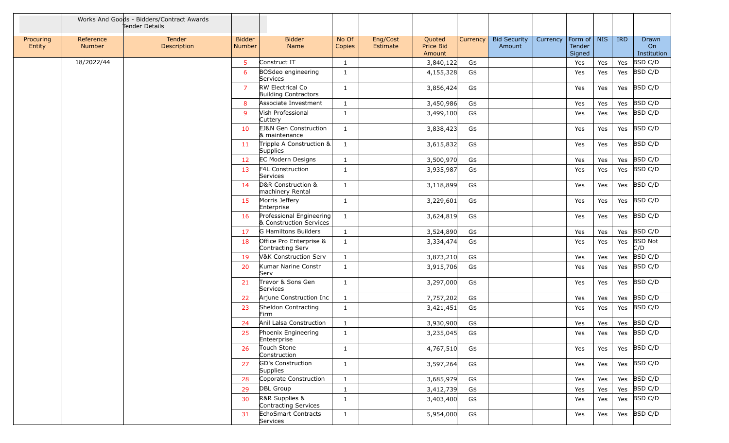| | Works And Goods - Bidders/Contract Awards Tender Details | | | | | | | | | | | | | |
|---|---|---|---|---|---|---|---|---|---|---|---|---|---|---|
| Procuring Entity | Reference Number | Tender Description | Bidder Number | Bidder Name | No Of Copies | Eng/Cost Estimate | Quoted Price Bid Amount | Currency | Bid Security Amount | Currency | Form of Tender Signed | NIS | IRD | Drawn On Institution |
| | 18/2022/44 | | 5 | Construct IT | 1 | | 3,840,122 | G$ | | | Yes | Yes | Yes | BSD C/D |
| | | | 6 | BOSdeo engineering Services | 1 | | 4,155,328 | G$ | | | Yes | Yes | Yes | BSD C/D |
| | | | 7 | RW Electrical Co Building Contractors | 1 | | 3,856,424 | G$ | | | Yes | Yes | Yes | BSD C/D |
| | | | 8 | Associate Investment | 1 | | 3,450,986 | G$ | | | Yes | Yes | Yes | BSD C/D |
| | | | 9 | Vish Professional Cuttery | 1 | | 3,499,100 | G$ | | | Yes | Yes | Yes | BSD C/D |
| | | | 10 | EJ&N Gen Construction & maintenance | 1 | | 3,838,423 | G$ | | | Yes | Yes | Yes | BSD C/D |
| | | | 11 | Tripple A Construction & Supplies | 1 | | 3,615,832 | G$ | | | Yes | Yes | Yes | BSD C/D |
| | | | 12 | EC Modern Designs | 1 | | 3,500,970 | G$ | | | Yes | Yes | Yes | BSD C/D |
| | | | 13 | F4L Construction Services | 1 | | 3,935,987 | G$ | | | Yes | Yes | Yes | BSD C/D |
| | | | 14 | D&R Construction & machinery Rental | 1 | | 3,118,899 | G$ | | | Yes | Yes | Yes | BSD C/D |
| | | | 15 | Morris Jeffery Enterprise | 1 | | 3,229,601 | G$ | | | Yes | Yes | Yes | BSD C/D |
| | | | 16 | Professional Engineering & Construction Services | 1 | | 3,624,819 | G$ | | | Yes | Yes | Yes | BSD C/D |
| | | | 17 | G Hamiltons Builders | 1 | | 3,524,890 | G$ | | | Yes | Yes | Yes | BSD C/D |
| | | | 18 | Office Pro Enterprise & Contracting Serv | 1 | | 3,334,474 | G$ | | | Yes | Yes | Yes | BSD Not C/D |
| | | | 19 | V&K Construction Serv | 1 | | 3,873,210 | G$ | | | Yes | Yes | Yes | BSD C/D |
| | | | 20 | Kumar Narine Constr Serv | 1 | | 3,915,706 | G$ | | | Yes | Yes | Yes | BSD C/D |
| | | | 21 | Trevor & Sons Gen Services | 1 | | 3,297,000 | G$ | | | Yes | Yes | Yes | BSD C/D |
| | | | 22 | Arjune Construction Inc | 1 | | 7,757,202 | G$ | | | Yes | Yes | Yes | BSD C/D |
| | | | 23 | Sheldon Contracting Firm | 1 | | 3,421,451 | G$ | | | Yes | Yes | Yes | BSD C/D |
| | | | 24 | Anil Lalsa Construction | 1 | | 3,930,900 | G$ | | | Yes | Yes | Yes | BSD C/D |
| | | | 25 | Phoenix Engineering Enteerprise | 1 | | 3,235,045 | G$ | | | Yes | Yes | Yes | BSD C/D |
| | | | 26 | Touch Stone Construction | 1 | | 4,767,510 | G$ | | | Yes | Yes | Yes | BSD C/D |
| | | | 27 | GD's Construction Supplies | 1 | | 3,597,264 | G$ | | | Yes | Yes | Yes | BSD C/D |
| | | | 28 | Coporate Construction | 1 | | 3,685,979 | G$ | | | Yes | Yes | Yes | BSD C/D |
| | | | 29 | DBL Group | 1 | | 3,412,739 | G$ | | | Yes | Yes | Yes | BSD C/D |
| | | | 30 | R&R Supplies & Contracting Services | 1 | | 3,403,400 | G$ | | | Yes | Yes | Yes | BSD C/D |
| | | | 31 | EchoSmart Contracts Services | 1 | | 5,954,000 | G$ | | | Yes | Yes | Yes | BSD C/D |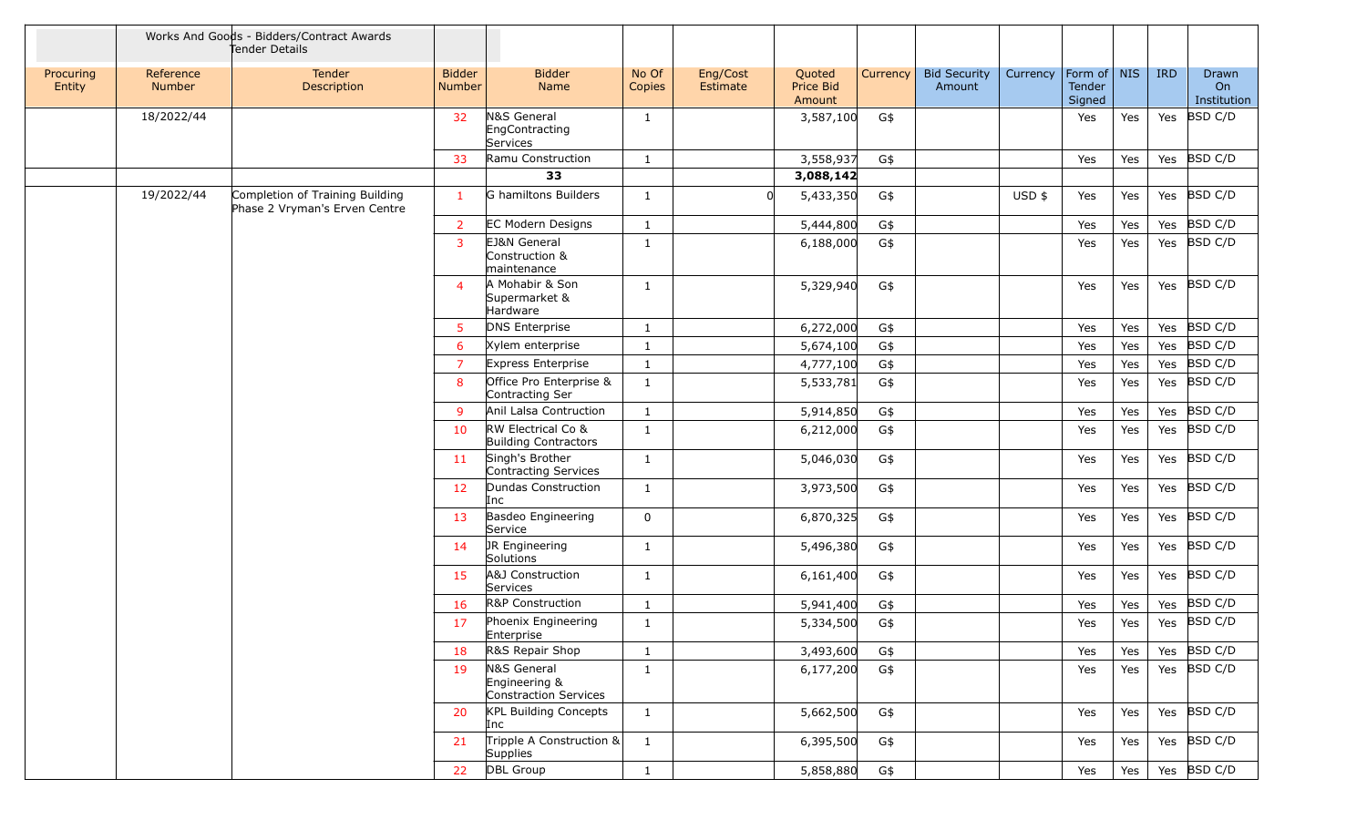| | Works And Goods - Bidders/Contract Awards Tender Details | | | | | | | | | | | | | |
|---|---|---|---|---|---|---|---|---|---|---|---|---|---|---|
| Procuring Entity | Reference Number | Tender Description | Bidder Number | Bidder Name | No Of Copies | Eng/Cost Estimate | Quoted Price Bid Amount | Currency | Bid Security Amount | Currency | Form of Tender Signed | NIS | IRD | Drawn On Institution |
| | 18/2022/44 | | 32 | N&S General EngContracting Services | 1 | | 3,587,100 | G$ | | | Yes | Yes | Yes | BSD C/D |
| | | | 33 | Ramu Construction | 1 | | 3,558,937 | G$ | | | Yes | Yes | Yes | BSD C/D |
| | | | | **33** | | | **3,088,142** | | | | | | | |
| | 19/2022/44 | Completion of Training Building Phase 2 Vryman's Erven Centre | 1 | G hamiltons Builders | 1 | 0 | 5,433,350 | G$ | | USD $ | Yes | Yes | Yes | BSD C/D |
| | | | 2 | EC Modern Designs | 1 | | 5,444,800 | G$ | | | Yes | Yes | Yes | BSD C/D |
| | | | 3 | EJ&N General Construction & maintenance | 1 | | 6,188,000 | G$ | | | Yes | Yes | Yes | BSD C/D |
| | | | 4 | A Mohabir & Son Supermarket & Hardware | 1 | | 5,329,940 | G$ | | | Yes | Yes | Yes | BSD C/D |
| | | | 5 | DNS Enterprise | 1 | | 6,272,000 | G$ | | | Yes | Yes | Yes | BSD C/D |
| | | | 6 | Xylem enterprise | 1 | | 5,674,100 | G$ | | | Yes | Yes | Yes | BSD C/D |
| | | | 7 | Express Enterprise | 1 | | 4,777,100 | G$ | | | Yes | Yes | Yes | BSD C/D |
| | | | 8 | Office Pro Enterprise & Contracting Ser | 1 | | 5,533,781 | G$ | | | Yes | Yes | Yes | BSD C/D |
| | | | 9 | Anil Lalsa Contruction | 1 | | 5,914,850 | G$ | | | Yes | Yes | Yes | BSD C/D |
| | | | 10 | RW Electrical Co & Building Contractors | 1 | | 6,212,000 | G$ | | | Yes | Yes | Yes | BSD C/D |
| | | | 11 | Singh's Brother Contracting Services | 1 | | 5,046,030 | G$ | | | Yes | Yes | Yes | BSD C/D |
| | | | 12 | Dundas Construction Inc | 1 | | 3,973,500 | G$ | | | Yes | Yes | Yes | BSD C/D |
| | | | 13 | Basdeo Engineering Service | 0 | | 6,870,325 | G$ | | | Yes | Yes | Yes | BSD C/D |
| | | | 14 | JR Engineering Solutions | 1 | | 5,496,380 | G$ | | | Yes | Yes | Yes | BSD C/D |
| | | | 15 | A&J Construction Services | 1 | | 6,161,400 | G$ | | | Yes | Yes | Yes | BSD C/D |
| | | | 16 | R&P Construction | 1 | | 5,941,400 | G$ | | | Yes | Yes | Yes | BSD C/D |
| | | | 17 | Phoenix Engineering Enterprise | 1 | | 5,334,500 | G$ | | | Yes | Yes | Yes | BSD C/D |
| | | | 18 | R&S Repair Shop | 1 | | 3,493,600 | G$ | | | Yes | Yes | Yes | BSD C/D |
| | | | 19 | N&S General Engineering & Constraction Services | 1 | | 6,177,200 | G$ | | | Yes | Yes | Yes | BSD C/D |
| | | | 20 | KPL Building Concepts Inc | 1 | | 5,662,500 | G$ | | | Yes | Yes | Yes | BSD C/D |
| | | | 21 | Tripple A Construction & Supplies | 1 | | 6,395,500 | G$ | | | Yes | Yes | Yes | BSD C/D |
| | | | 22 | DBL Group | 1 | | 5,858,880 | G$ | | | Yes | Yes | Yes | BSD C/D |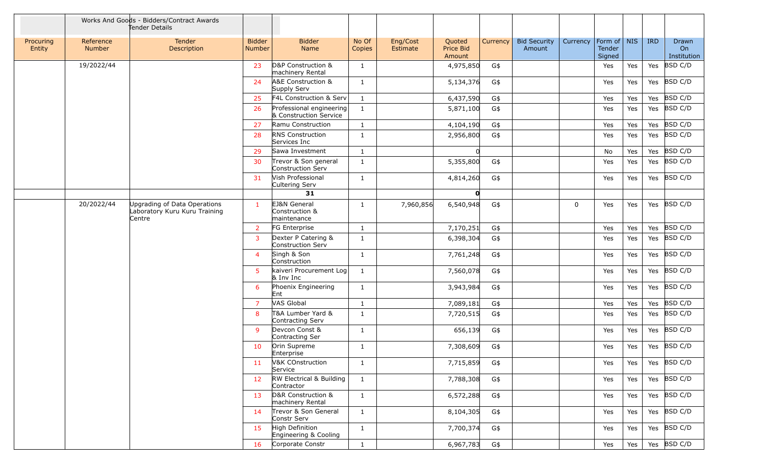| | Works And Goods - Bidders/Contract Awards Tender Details | | | | | | | | | | | | | |
|---|---|---|---|---|---|---|---|---|---|---|---|---|---|---|
| Procuring Entity | Reference Number | Tender Description | Bidder Number | Bidder Name | No Of Copies | Eng/Cost Estimate | Quoted Price Bid Amount | Currency | Bid Security Amount | Currency | Form of Tender Signed | NIS | IRD | Drawn On Institution |
| | 19/2022/44 | | 23 | D&P Construction & machinery Rental | 1 | | 4,975,850 | G$ | | | Yes | Yes | Yes | BSD C/D |
| | | | 24 | A&E Construction & Supply Serv | 1 | | 5,134,376 | G$ | | | Yes | Yes | Yes | BSD C/D |
| | | | 25 | F4L Construction & Serv | 1 | | 6,437,590 | G$ | | | Yes | Yes | Yes | BSD C/D |
| | | | 26 | Professional engineering & Construction Service | 1 | | 5,871,100 | G$ | | | Yes | Yes | Yes | BSD C/D |
| | | | 27 | Ramu Construction | 1 | | 4,104,190 | G$ | | | Yes | Yes | Yes | BSD C/D |
| | | | 28 | RNS Construction Services Inc | 1 | | 2,956,800 | G$ | | | Yes | Yes | Yes | BSD C/D |
| | | | 29 | Sawa Investment | 1 | | 0 | | | | No | Yes | Yes | BSD C/D |
| | | | 30 | Trevor & Son general Construction Serv | 1 | | 5,355,800 | G$ | | | Yes | Yes | Yes | BSD C/D |
| | | | 31 | Vish Professional Cultering Serv | 1 | | 4,814,260 | G$ | | | Yes | Yes | Yes | BSD C/D |
| | | | | **31** | | | **0** | | | | | | | |
| | 20/2022/44 | Upgrading of Data Operations Laboratory Kuru Kuru Training Centre | 1 | EJ&N General Construction & maintenance | 1 | 7,960,856 | 6,540,948 | G$ | | 0 | Yes | Yes | Yes | BSD C/D |
| | | | 2 | FG Enterprise | 1 | | 7,170,251 | G$ | | | Yes | Yes | Yes | BSD C/D |
| | | | 3 | Dexter P Catering & Construction Serv | 1 | | 6,398,304 | G$ | | | Yes | Yes | Yes | BSD C/D |
| | | | 4 | Singh & Son Construction | 1 | | 7,761,248 | G$ | | | Yes | Yes | Yes | BSD C/D |
| | | | 5 | kaiveri Procurement Log & Inv Inc | 1 | | 7,560,078 | G$ | | | Yes | Yes | Yes | BSD C/D |
| | | | 6 | Phoenix Engineering Ent | 1 | | 3,943,984 | G$ | | | Yes | Yes | Yes | BSD C/D |
| | | | 7 | VAS Global | 1 | | 7,089,181 | G$ | | | Yes | Yes | Yes | BSD C/D |
| | | | 8 | T&A Lumber Yard & Contracting Serv | 1 | | 7,720,515 | G$ | | | Yes | Yes | Yes | BSD C/D |
| | | | 9 | Devcon Const & Contracting Ser | 1 | | 656,139 | G$ | | | Yes | Yes | Yes | BSD C/D |
| | | | 10 | Orin Supreme Enterprise | 1 | | 7,308,609 | G$ | | | Yes | Yes | Yes | BSD C/D |
| | | | 11 | V&K COnstruction Service | 1 | | 7,715,859 | G$ | | | Yes | Yes | Yes | BSD C/D |
| | | | 12 | RW Electrical & Building Contractor | 1 | | 7,788,308 | G$ | | | Yes | Yes | Yes | BSD C/D |
| | | | 13 | D&R Construction & machinery Rental | 1 | | 6,572,288 | G$ | | | Yes | Yes | Yes | BSD C/D |
| | | | 14 | Trevor & Son General Constr Serv | 1 | | 8,104,305 | G$ | | | Yes | Yes | Yes | BSD C/D |
| | | | 15 | High Definition Engineering & Cooling | 1 | | 7,700,374 | G$ | | | Yes | Yes | Yes | BSD C/D |
| | | | 16 | Corporate Constr | 1 | | 6,967,783 | G$ | | | Yes | Yes | Yes | BSD C/D |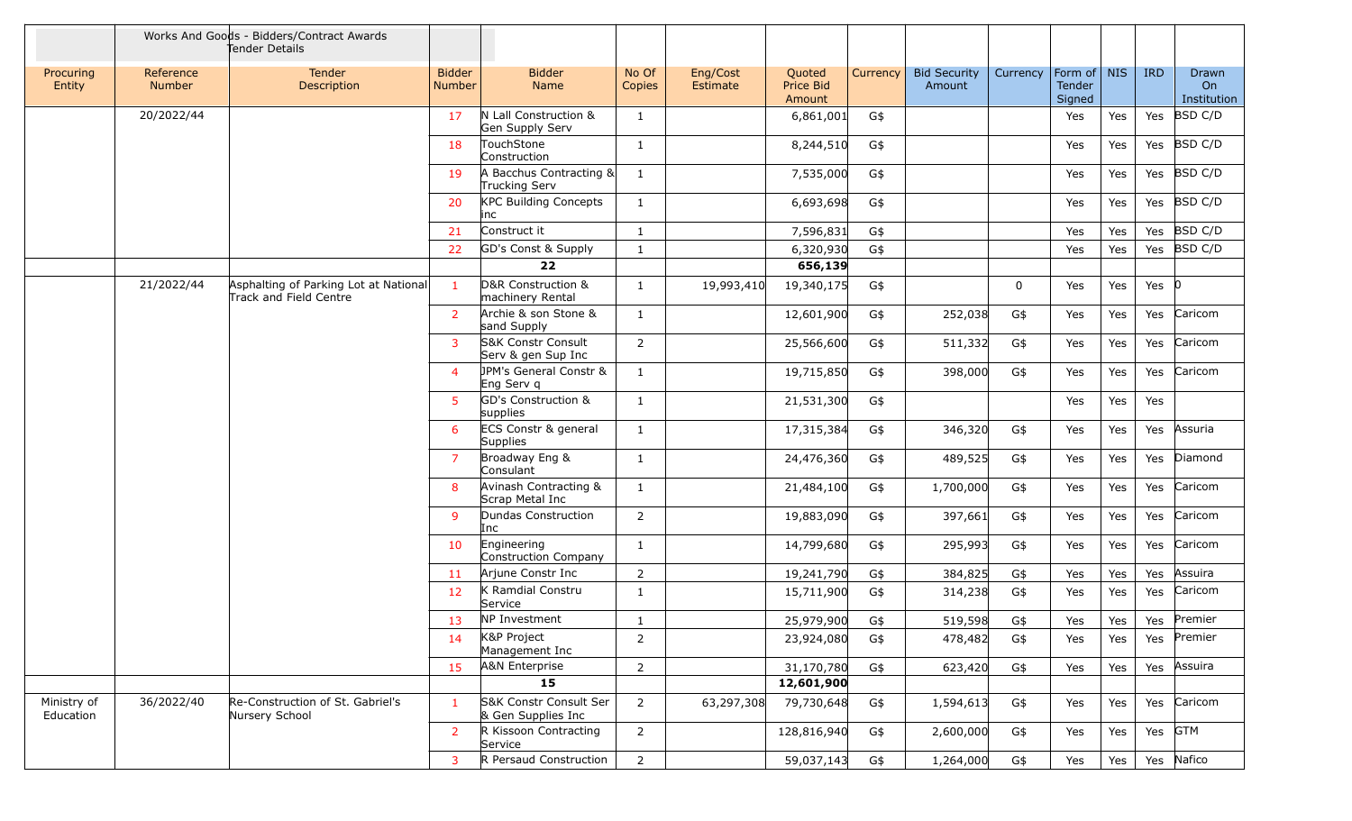| | Works And Goods - Bidders/Contract Awards Tender Details | | | | | | | | | | | | | |
|---|---|---|---|---|---|---|---|---|---|---|---|---|---|---|
| Procuring Entity | Reference Number | Tender Description | Bidder Number | Bidder Name | No Of Copies | Eng/Cost Estimate | Quoted Price Bid Amount | Currency | Bid Security Amount | Currency | Form of Tender Signed | NIS | IRD | Drawn On Institution |
| | 20/2022/44 | | 17 | N Lall Construction & Gen Supply Serv | 1 | | 6,861,001 | G$ | | | Yes | Yes | Yes | BSD C/D |
| | | | 18 | TouchStone Construction | 1 | | 8,244,510 | G$ | | | Yes | Yes | Yes | BSD C/D |
| | | | 19 | A Bacchus Contracting & Trucking Serv | 1 | | 7,535,000 | G$ | | | Yes | Yes | Yes | BSD C/D |
| | | | 20 | KPC Building Concepts inc | 1 | | 6,693,698 | G$ | | | Yes | Yes | Yes | BSD C/D |
| | | | 21 | Construct it | 1 | | 7,596,831 | G$ | | | Yes | Yes | Yes | BSD C/D |
| | | | 22 | GD's Const & Supply | 1 | | 6,320,930 | G$ | | | Yes | Yes | Yes | BSD C/D |
| | | | | **22** | | | **656,139** | | | | | | | |
| | 21/2022/44 | Asphalting of Parking Lot at National Track and Field Centre | 1 | D&R Construction & machinery Rental | 1 | 19,993,410 | 19,340,175 | G$ | | 0 | Yes | Yes | Yes | 0 |
| | | | 2 | Archie & son Stone & sand Supply | 1 | | 12,601,900 | G$ | 252,038 | G$ | Yes | Yes | Yes | Caricom |
| | | | 3 | S&K Constr Consult Serv & gen Sup Inc | 2 | | 25,566,600 | G$ | 511,332 | G$ | Yes | Yes | Yes | Caricom |
| | | | 4 | JPM's General Constr & Eng Serv q | 1 | | 19,715,850 | G$ | 398,000 | G$ | Yes | Yes | Yes | Caricom |
| | | | 5 | GD's Construction & supplies | 1 | | 21,531,300 | G$ | | | Yes | Yes | Yes | |
| | | | 6 | ECS Constr & general Supplies | 1 | | 17,315,384 | G$ | 346,320 | G$ | Yes | Yes | Yes | Assuria |
| | | | 7 | Broadway Eng & Consulant | 1 | | 24,476,360 | G$ | 489,525 | G$ | Yes | Yes | Yes | Diamond |
| | | | 8 | Avinash Contracting & Scrap Metal Inc | 1 | | 21,484,100 | G$ | 1,700,000 | G$ | Yes | Yes | Yes | Caricom |
| | | | 9 | Dundas Construction Inc | 2 | | 19,883,090 | G$ | 397,661 | G$ | Yes | Yes | Yes | Caricom |
| | | | 10 | Engineering Construction Company | 1 | | 14,799,680 | G$ | 295,993 | G$ | Yes | Yes | Yes | Caricom |
| | | | 11 | Arjune Constr Inc | 2 | | 19,241,790 | G$ | 384,825 | G$ | Yes | Yes | Yes | Assuira |
| | | | 12 | K Ramdial Constru Service | 1 | | 15,711,900 | G$ | 314,238 | G$ | Yes | Yes | Yes | Caricom |
| | | | 13 | NP Investment | 1 | | 25,979,900 | G$ | 519,598 | G$ | Yes | Yes | Yes | Premier |
| | | | 14 | K&P Project Management Inc | 2 | | 23,924,080 | G$ | 478,482 | G$ | Yes | Yes | Yes | Premier |
| | | | 15 | A&N Enterprise | 2 | | 31,170,780 | G$ | 623,420 | G$ | Yes | Yes | Yes | Assuira |
| | | | | **15** | | | **12,601,900** | | | | | | | |
| Ministry of Education | 36/2022/40 | Re-Construction of St. Gabriel's Nursery School | 1 | S&K Constr Consult Ser & Gen Supplies Inc | 2 | 63,297,308 | 79,730,648 | G$ | 1,594,613 | G$ | Yes | Yes | Yes | Caricom |
| | | | 2 | R Kissoon Contracting Service | 2 | | 128,816,940 | G$ | 2,600,000 | G$ | Yes | Yes | Yes | GTM |
| | | | 3 | R Persaud Construction | 2 | | 59,037,143 | G$ | 1,264,000 | G$ | Yes | Yes | Yes | Nafico |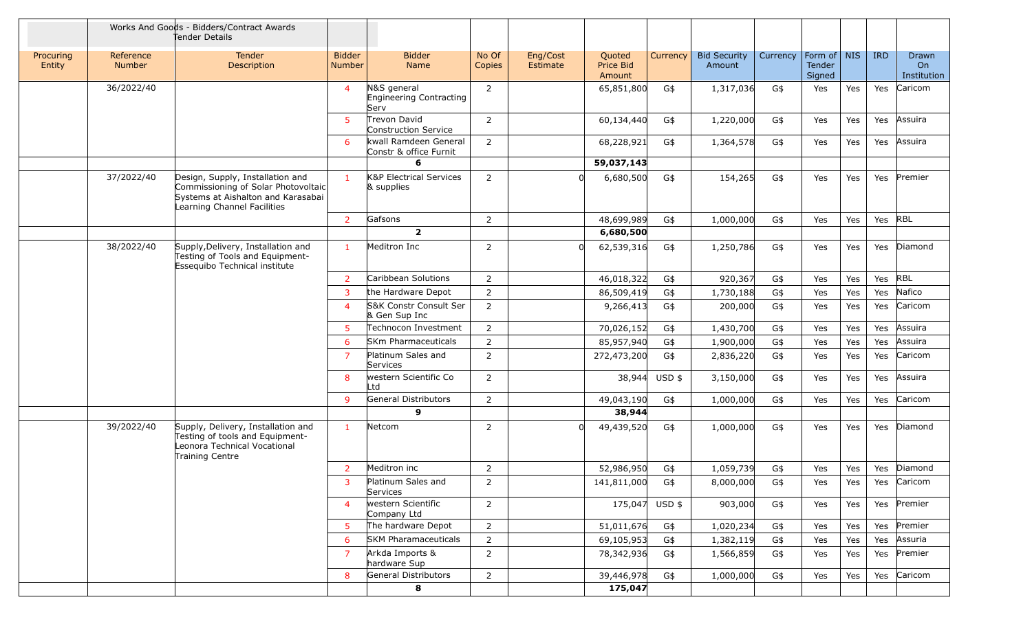| | Works And Goods - Bidders/Contract Awards Tender Details | | | | | | | | | | | | | | |
|---|---|---|---|---|---|---|---|---|---|---|---|---|---|---|---|
| Procuring Entity | Reference Number | Tender Description | Bidder Number | Bidder Name | No Of Copies | Eng/Cost Estimate | Quoted Price Bid Amount | Currency | Bid Security Amount | Currency | Form of Tender Signed | NIS | IRD | Drawn On Institution |
| | 36/2022/40 | | 4 | N&S general Engineering Contracting Serv | 2 | | 65,851,800 | G$ | 1,317,036 | G$ | Yes | Yes | Yes | Caricom |
| | | | 5 | Trevon David Construction Service | 2 | | 60,134,440 | G$ | 1,220,000 | G$ | Yes | Yes | Yes | Assuira |
| | | | 6 | kwall Ramdeen General Constr & office Furnit | 2 | | 68,228,921 | G$ | 1,364,578 | G$ | Yes | Yes | Yes | Assuira |
| | | | | **6** | | | **59,037,143** | | | | | | | |
| | 37/2022/40 | Design, Supply, Installation and Commissioning of Solar Photovoltaic Systems at Aishalton and Karasabai Learning Channel Facilities | 1 | K&P Electrical Services & supplies | 2 | 0 | 6,680,500 | G$ | 154,265 | G$ | Yes | Yes | Yes | Premier |
| | | | 2 | Gafsons | 2 | | 48,699,989 | G$ | 1,000,000 | G$ | Yes | Yes | Yes | RBL |
| | | | | **2** | | | **6,680,500** | | | | | | | |
| | 38/2022/40 | Supply,Delivery, Installation and Testing of Tools and Equipment- Essequibo Technical institute | 1 | Meditron Inc | 2 | 0 | 62,539,316 | G$ | 1,250,786 | G$ | Yes | Yes | Yes | Diamond |
| | | | 2 | Caribbean Solutions | 2 | | 46,018,322 | G$ | 920,367 | G$ | Yes | Yes | Yes | RBL |
| | | | 3 | the Hardware Depot | 2 | | 86,509,419 | G$ | 1,730,188 | G$ | Yes | Yes | Yes | Nafico |
| | | | 4 | S&K Constr Consult Ser & Gen Sup Inc | 2 | | 9,266,413 | G$ | 200,000 | G$ | Yes | Yes | Yes | Caricom |
| | | | 5 | Technocon Investment | 2 | | 70,026,152 | G$ | 1,430,700 | G$ | Yes | Yes | Yes | Assuira |
| | | | 6 | SKm Pharmaceuticals | 2 | | 85,957,940 | G$ | 1,900,000 | G$ | Yes | Yes | Yes | Assuira |
| | | | 7 | Platinum Sales and Services | 2 | | 272,473,200 | G$ | 2,836,220 | G$ | Yes | Yes | Yes | Caricom |
| | | | 8 | western Scientific Co Ltd | 2 | | 38,944 | USD $ | 3,150,000 | G$ | Yes | Yes | Yes | Assuira |
| | | | 9 | General Distributors | 2 | | 49,043,190 | G$ | 1,000,000 | G$ | Yes | Yes | Yes | Caricom |
| | | | | **9** | | | **38,944** | | | | | | | |
| | 39/2022/40 | Supply, Delivery, Installation and Testing of tools and Equipment- Leonora Technical Vocational Training Centre | 1 | Netcom | 2 | 0 | 49,439,520 | G$ | 1,000,000 | G$ | Yes | Yes | Yes | Diamond |
| | | | 2 | Meditron inc | 2 | | 52,986,950 | G$ | 1,059,739 | G$ | Yes | Yes | Yes | Diamond |
| | | | 3 | Platinum Sales and Services | 2 | | 141,811,000 | G$ | 8,000,000 | G$ | Yes | Yes | Yes | Caricom |
| | | | 4 | western Scientific Company Ltd | 2 | | 175,047 | USD $ | 903,000 | G$ | Yes | Yes | Yes | Premier |
| | | | 5 | The hardware Depot | 2 | | 51,011,676 | G$ | 1,020,234 | G$ | Yes | Yes | Yes | Premier |
| | | | 6 | SKM Pharamaceuticals | 2 | | 69,105,953 | G$ | 1,382,119 | G$ | Yes | Yes | Yes | Assuria |
| | | | 7 | Arkda Imports & hardware Sup | 2 | | 78,342,936 | G$ | 1,566,859 | G$ | Yes | Yes | Yes | Premier |
| | | | 8 | General Distributors | 2 | | 39,446,978 | G$ | 1,000,000 | G$ | Yes | Yes | Yes | Caricom |
| | | | | **8** | | | **175,047** | | | | | | | |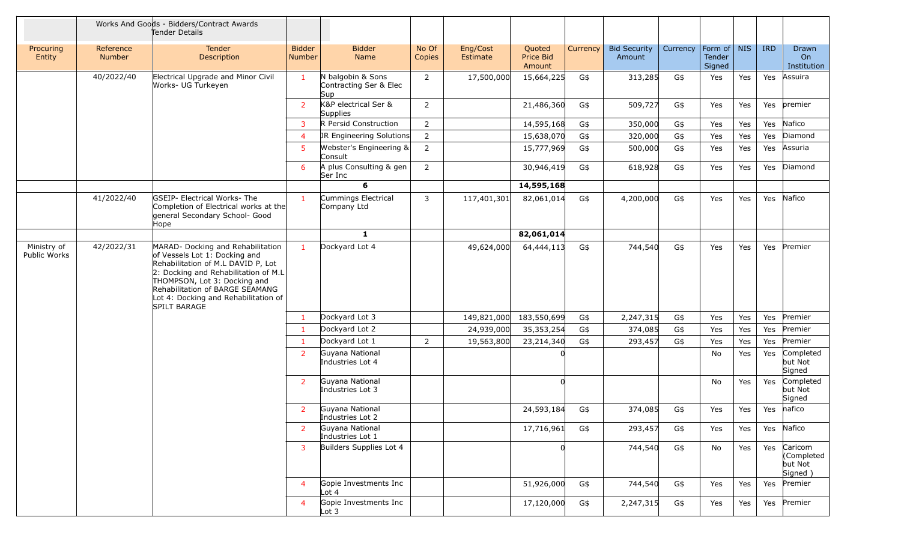| | Works And Goods - Bidders/Contract Awards Tender Details | | | | | | | | | | | | | | |
|---|---|---|---|---|---|---|---|---|---|---|---|---|---|---|---|
| Procuring Entity | Reference Number | Tender Description | Bidder Number | Bidder Name | No Of Copies | Eng/Cost Estimate | Quoted Price Bid Amount | Currency | Bid Security Amount | Currency | Form of Tender Signed | NIS | IRD | Drawn On Institution |
| | 40/2022/40 | Electrical Upgrade and Minor Civil Works- UG Turkeyen | 1 | N balgobin & Sons Contracting Ser & Elec Sup | 2 | 17,500,000 | 15,664,225 | G$ | 313,285 | G$ | Yes | Yes | Yes | Assuira |
| | | | 2 | K&P electrical Ser & Supplies | 2 | | 21,486,360 | G$ | 509,727 | G$ | Yes | Yes | Yes | premier |
| | | | 3 | R Persid Construction | 2 | | 14,595,168 | G$ | 350,000 | G$ | Yes | Yes | Yes | Nafico |
| | | | 4 | JR Engineering Solutions | 2 | | 15,638,070 | G$ | 320,000 | G$ | Yes | Yes | Yes | Diamond |
| | | | 5 | Webster's Engineering & Consult | 2 | | 15,777,969 | G$ | 500,000 | G$ | Yes | Yes | Yes | Assuria |
| | | | 6 | A plus Consulting & gen Ser Inc | 2 | | 30,946,419 | G$ | 618,928 | G$ | Yes | Yes | Yes | Diamond |
| | | | | **6** | | | **14,595,168** | | | | | | | |
| | 41/2022/40 | GSEIP- Electrical Works- The Completion of Electrical works at the general Secondary School- Good Hope | 1 | Cummings Electrical Company Ltd | 3 | 117,401,301 | 82,061,014 | G$ | 4,200,000 | G$ | Yes | Yes | Yes | Nafico |
| | | | | **1** | | | **82,061,014** | | | | | | | |
| Ministry of Public Works | 42/2022/31 | MARAD- Docking and Rehabilitation of Vessels Lot 1: Docking and Rehabilitation of M.L DAVID P, Lot 2: Docking and Rehabilitation of M.L THOMPSON, Lot 3: Docking and Rehabilitation of BARGE SEAMANG Lot 4: Docking and Rehabilitation of SPILT BARAGE | 1 | Dockyard Lot 4 | | 49,624,000 | 64,444,113 | G$ | 744,540 | G$ | Yes | Yes | Yes | Premier |
| | | | 1 | Dockyard Lot 3 | | 149,821,000 | 183,550,699 | G$ | 2,247,315 | G$ | Yes | Yes | Yes | Premier |
| | | | 1 | Dockyard Lot 2 | | 24,939,000 | 35,353,254 | G$ | 374,085 | G$ | Yes | Yes | Yes | Premier |
| | | | 1 | Dockyard Lot 1 | 2 | 19,563,800 | 23,214,340 | G$ | 293,457 | G$ | Yes | Yes | Yes | Premier |
| | | | 2 | Guyana National Industries Lot 4 | | | 0 | | | | No | Yes | Yes | Completed but Not Signed |
| | | | 2 | Guyana National Industries Lot 3 | | | 0 | | | | No | Yes | Yes | Completed but Not Signed |
| | | | 2 | Guyana National Industries Lot 2 | | | 24,593,184 | G$ | 374,085 | G$ | Yes | Yes | Yes | nafico |
| | | | 2 | Guyana National Industries Lot 1 | | | 17,716,961 | G$ | 293,457 | G$ | Yes | Yes | Yes | Nafico |
| | | | 3 | Builders Supplies Lot 4 | | | 0 | | 744,540 | G$ | No | Yes | Yes | Caricom (Completed but Not Signed ) |
| | | | 4 | Gopie Investments Inc Lot 4 | | | 51,926,000 | G$ | 744,540 | G$ | Yes | Yes | Yes | Premier |
| | | | 4 | Gopie Investments Inc Lot 3 | | | 17,120,000 | G$ | 2,247,315 | G$ | Yes | Yes | Yes | Premier |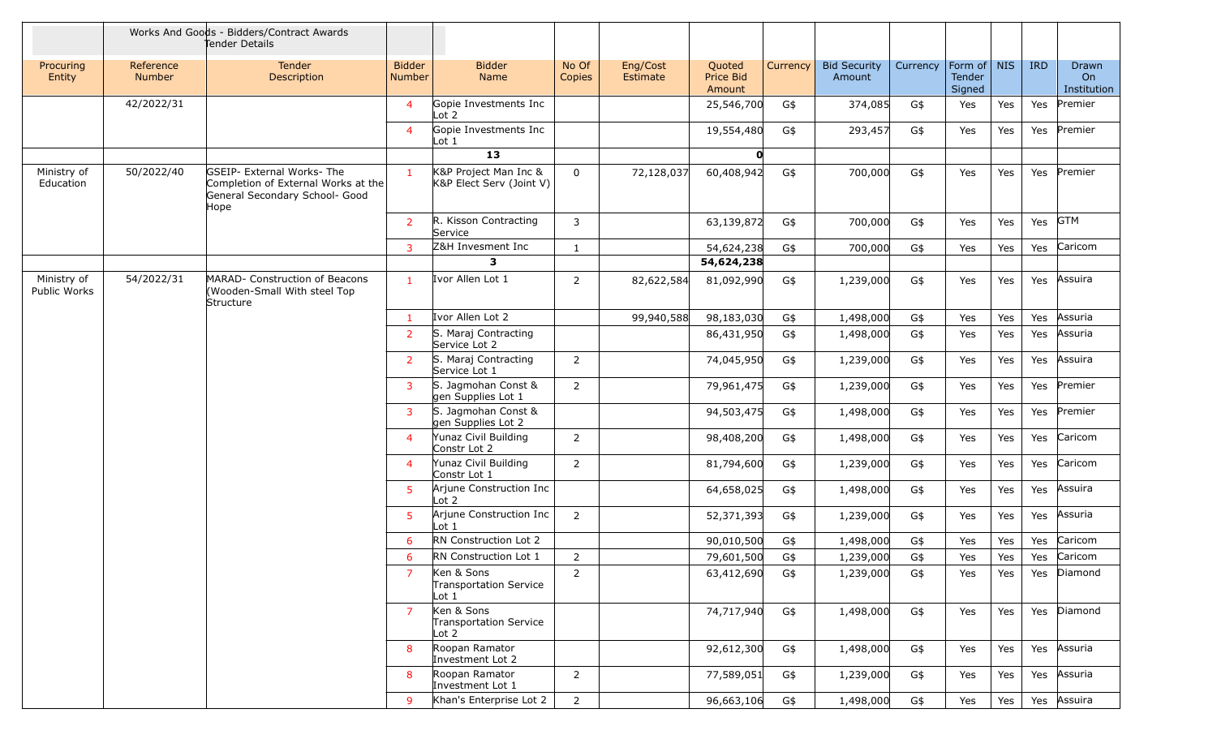| | Works And Goods - Bidders/Contract Awards Tender Details | | | | | | | | | | | | | | |
|---|---|---|---|---|---|---|---|---|---|---|---|---|---|---|---|
| Procuring Entity | Reference Number | Tender Description | Bidder Number | Bidder Name | No Of Copies | Eng/Cost Estimate | Quoted Price Bid Amount | Currency | Bid Security Amount | Currency | Form of Tender Signed | NIS | IRD | Drawn On Institution |
| | 42/2022/31 | | 4 | Gopie Investments Inc Lot 2 | | | 25,546,700 | G$ | 374,085 | G$ | Yes | Yes | Yes | Premier |
| | | | 4 | Gopie Investments Inc Lot 1 | | | 19,554,480 | G$ | 293,457 | G$ | Yes | Yes | Yes | Premier |
| | | | | **13** | | | **0** | | | | | | | |
| Ministry of Education | 50/2022/40 | GSEIP- External Works- The Completion of External Works at the General Secondary School- Good Hope | 1 | K&P Project Man Inc & K&P Elect Serv (Joint V) | 0 | 72,128,037 | 60,408,942 | G$ | 700,000 | G$ | Yes | Yes | Yes | Premier |
| | | | 2 | R. Kisson Contracting Service | 3 | | 63,139,872 | G$ | 700,000 | G$ | Yes | Yes | Yes | GTM |
| | | | 3 | Z&H Invesment Inc | 1 | | 54,624,238 | G$ | 700,000 | G$ | Yes | Yes | Yes | Caricom |
| | | | | **3** | | | **54,624,238** | | | | | | | |
| Ministry of Public Works | 54/2022/31 | MARAD- Construction of Beacons (Wooden-Small With steel Top Structure | 1 | Ivor Allen Lot 1 | 2 | 82,622,584 | 81,092,990 | G$ | 1,239,000 | G$ | Yes | Yes | Yes | Assuria |
| | | | 1 | Ivor Allen Lot 2 | | 99,940,588 | 98,183,030 | G$ | 1,498,000 | G$ | Yes | Yes | Yes | Assuria |
| | | | 2 | S. Maraj Contracting Service Lot 2 | | | 86,431,950 | G$ | 1,498,000 | G$ | Yes | Yes | Yes | Assuria |
| | | | 2 | S. Maraj Contracting Service Lot 1 | 2 | | 74,045,950 | G$ | 1,239,000 | G$ | Yes | Yes | Yes | Assuria |
| | | | 3 | S. Jagmohan Const & gen Supplies Lot 1 | 2 | | 79,961,475 | G$ | 1,239,000 | G$ | Yes | Yes | Yes | Premier |
| | | | 3 | S. Jagmohan Const & gen Supplies Lot 2 | | | 94,503,475 | G$ | 1,498,000 | G$ | Yes | Yes | Yes | Premier |
| | | | 4 | Yunaz Civil Building Constr Lot 2 | 2 | | 98,408,200 | G$ | 1,498,000 | G$ | Yes | Yes | Yes | Caricom |
| | | | 4 | Yunaz Civil Building Constr Lot 1 | 2 | | 81,794,600 | G$ | 1,239,000 | G$ | Yes | Yes | Yes | Caricom |
| | | | 5 | Arjune Construction Inc Lot 2 | | | 64,658,025 | G$ | 1,498,000 | G$ | Yes | Yes | Yes | Assuria |
| | | | 5 | Arjune Construction Inc Lot 1 | 2 | | 52,371,393 | G$ | 1,239,000 | G$ | Yes | Yes | Yes | Assuria |
| | | | 6 | RN Construction Lot 2 | | | 90,010,500 | G$ | 1,498,000 | G$ | Yes | Yes | Yes | Caricom |
| | | | 6 | RN Construction Lot 1 | 2 | | 79,601,500 | G$ | 1,239,000 | G$ | Yes | Yes | Yes | Caricom |
| | | | 7 | Ken & Sons Transportation Service Lot 1 | 2 | | 63,412,690 | G$ | 1,239,000 | G$ | Yes | Yes | Yes | Diamond |
| | | | 7 | Ken & Sons Transportation Service Lot 2 | | | 74,717,940 | G$ | 1,498,000 | G$ | Yes | Yes | Yes | Diamond |
| | | | 8 | Roopan Ramator Investment Lot 2 | | | 92,612,300 | G$ | 1,498,000 | G$ | Yes | Yes | Yes | Assuria |
| | | | 8 | Roopan Ramator Investment Lot 1 | 2 | | 77,589,051 | G$ | 1,239,000 | G$ | Yes | Yes | Yes | Assuria |
| | | | 9 | Khan's Enterprise Lot 2 | 2 | | 96,663,106 | G$ | 1,498,000 | G$ | Yes | Yes | Yes | Assuria |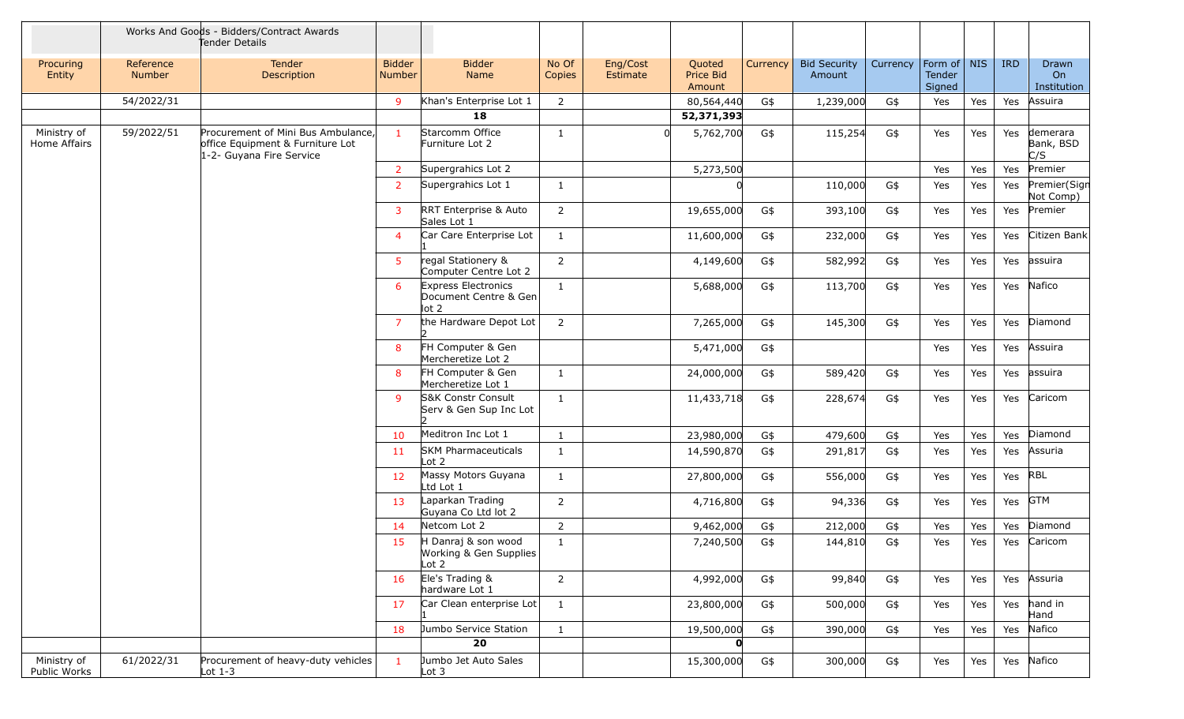| | | Works And Goods - Bidders/Contract Awards Tender Details | | | | | | | | | | | | |
|---|---|---|---|---|---|---|---|---|---|---|---|---|---|---|
| Procuring Entity | Reference Number | Tender Description | Bidder Number | Bidder Name | No Of Copies | Eng/Cost Estimate | Quoted Price Bid Amount | Currency | Bid Security Amount | Currency | Form of Tender Signed | NIS | IRD | Drawn On Institution |
| | 54/2022/31 | | 9 | Khan's Enterprise Lot 1 | 2 | | 80,564,440 | G$ | 1,239,000 | G$ | Yes | Yes | Yes | Assuira |
| | | | | **18** | | | **52,371,393** | | | | | | | |
| Ministry of Home Affairs | 59/2022/51 | Procurement of Mini Bus Ambulance, office Equipment & Furniture Lot 1-2- Guyana Fire Service | 1 | Starcomm Office Furniture Lot 2 | 1 | 0 | 5,762,700 | G$ | 115,254 | G$ | Yes | Yes | Yes | demerara Bank, BSD C/S |
| | | | 2 | Supergrahics Lot 2 | | | 5,273,500 | | | | Yes | Yes | Yes | Premier |
| | | | 2 | Supergrahics Lot 1 | 1 | | 0 | | 110,000 | G$ | Yes | Yes | Yes | Premier(Sign Not Comp) |
| | | | 3 | RRT Enterprise & Auto Sales Lot 1 | 2 | | 19,655,000 | G$ | 393,100 | G$ | Yes | Yes | Yes | Premier |
| | | | 4 | Car Care Enterprise Lot 1 | 1 | | 11,600,000 | G$ | 232,000 | G$ | Yes | Yes | Yes | Citizen Bank |
| | | | 5 | regal Stationery & Computer Centre Lot 2 | 2 | | 4,149,600 | G$ | 582,992 | G$ | Yes | Yes | Yes | assuira |
| | | | 6 | Express Electronics Document Centre & Gen lot 2 | 1 | | 5,688,000 | G$ | 113,700 | G$ | Yes | Yes | Yes | Nafico |
| | | | 7 | the Hardware Depot Lot 2 | 2 | | 7,265,000 | G$ | 145,300 | G$ | Yes | Yes | Yes | Diamond |
| | | | 8 | FH Computer & Gen Mercheretize Lot 2 | | | 5,471,000 | G$ | | | Yes | Yes | Yes | Assuira |
| | | | 8 | FH Computer & Gen Mercheretize Lot 1 | 1 | | 24,000,000 | G$ | 589,420 | G$ | Yes | Yes | Yes | assuira |
| | | | 9 | S&K Constr Consult Serv & Gen Sup Inc Lot 2 | 1 | | 11,433,718 | G$ | 228,674 | G$ | Yes | Yes | Yes | Caricom |
| | | | 10 | Meditron Inc Lot 1 | 1 | | 23,980,000 | G$ | 479,600 | G$ | Yes | Yes | Yes | Diamond |
| | | | 11 | SKM Pharmaceuticals Lot 2 | 1 | | 14,590,870 | G$ | 291,817 | G$ | Yes | Yes | Yes | Assuria |
| | | | 12 | Massy Motors Guyana Ltd Lot 1 | 1 | | 27,800,000 | G$ | 556,000 | G$ | Yes | Yes | Yes | RBL |
| | | | 13 | Laparkan Trading Guyana Co Ltd lot 2 | 2 | | 4,716,800 | G$ | 94,336 | G$ | Yes | Yes | Yes | GTM |
| | | | 14 | Netcom Lot 2 | 2 | | 9,462,000 | G$ | 212,000 | G$ | Yes | Yes | Yes | Diamond |
| | | | 15 | H Danraj & son wood Working & Gen Supplies Lot 2 | 1 | | 7,240,500 | G$ | 144,810 | G$ | Yes | Yes | Yes | Caricom |
| | | | 16 | Ele's Trading & hardware Lot 1 | 2 | | 4,992,000 | G$ | 99,840 | G$ | Yes | Yes | Yes | Assuria |
| | | | 17 | Car Clean enterprise Lot 1 | 1 | | 23,800,000 | G$ | 500,000 | G$ | Yes | Yes | Yes | hand in Hand |
| | | | 18 | Jumbo Service Station | 1 | | 19,500,000 | G$ | 390,000 | G$ | Yes | Yes | Yes | Nafico |
| | | | | **20** | | | **0** | | | | | | | |
| Ministry of Public Works | 61/2022/31 | Procurement of heavy-duty vehicles Lot 1-3 | 1 | Jumbo Jet Auto Sales Lot 3 | | | 15,300,000 | G$ | 300,000 | G$ | Yes | Yes | Yes | Nafico |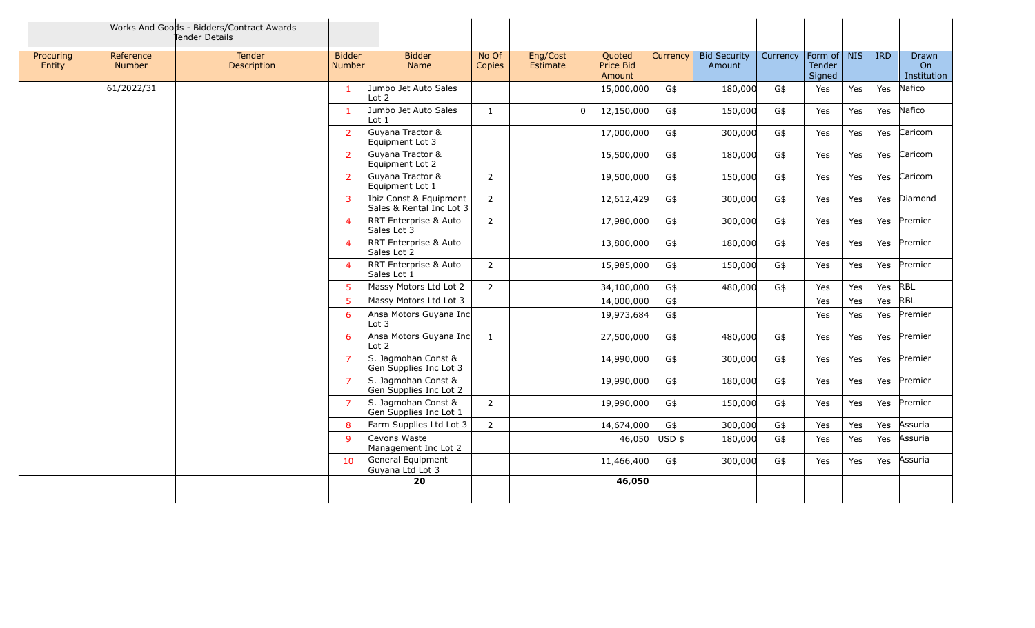| | | Works And Goods - Bidders/Contract Awards Tender Details | | | | | | | | | | | | |
|---|---|---|---|---|---|---|---|---|---|---|---|---|---|---|
| Procuring Entity | Reference Number | Tender Description | Bidder Number | Bidder Name | No Of Copies | Eng/Cost Estimate | Quoted Price Bid Amount | Currency | Bid Security Amount | Currency | Form of Tender Signed | NIS | IRD | Drawn On Institution |
| | 61/2022/31 | | 1 | Jumbo Jet Auto Sales Lot 2 | | | 15,000,000 | G$ | 180,000 | G$ | Yes | Yes | Yes | Nafico |
| | | | 1 | Jumbo Jet Auto Sales Lot 1 | 1 | 0 | 12,150,000 | G$ | 150,000 | G$ | Yes | Yes | Yes | Nafico |
| | | | 2 | Guyana Tractor & Equipment Lot 3 | | | 17,000,000 | G$ | 300,000 | G$ | Yes | Yes | Yes | Caricom |
| | | | 2 | Guyana Tractor & Equipment Lot 2 | | | 15,500,000 | G$ | 180,000 | G$ | Yes | Yes | Yes | Caricom |
| | | | 2 | Guyana Tractor & Equipment Lot 1 | 2 | | 19,500,000 | G$ | 150,000 | G$ | Yes | Yes | Yes | Caricom |
| | | | 3 | Ibiz Const & Equipment Sales & Rental Inc Lot 3 | 2 | | 12,612,429 | G$ | 300,000 | G$ | Yes | Yes | Yes | Diamond |
| | | | 4 | RRT Enterprise & Auto Sales Lot 3 | 2 | | 17,980,000 | G$ | 300,000 | G$ | Yes | Yes | Yes | Premier |
| | | | 4 | RRT Enterprise & Auto Sales Lot 2 | | | 13,800,000 | G$ | 180,000 | G$ | Yes | Yes | Yes | Premier |
| | | | 4 | RRT Enterprise & Auto Sales Lot 1 | 2 | | 15,985,000 | G$ | 150,000 | G$ | Yes | Yes | Yes | Premier |
| | | | 5 | Massy Motors Ltd Lot 2 | 2 | | 34,100,000 | G$ | 480,000 | G$ | Yes | Yes | Yes | RBL |
| | | | 5 | Massy Motors Ltd Lot 3 | | | 14,000,000 | G$ | | | Yes | Yes | Yes | RBL |
| | | | 6 | Ansa Motors Guyana Inc Lot 3 | | | 19,973,684 | G$ | | | Yes | Yes | Yes | Premier |
| | | | 6 | Ansa Motors Guyana Inc Lot 2 | 1 | | 27,500,000 | G$ | 480,000 | G$ | Yes | Yes | Yes | Premier |
| | | | 7 | S. Jagmohan Const & Gen Supplies Inc Lot 3 | | | 14,990,000 | G$ | 300,000 | G$ | Yes | Yes | Yes | Premier |
| | | | 7 | S. Jagmohan Const & Gen Supplies Inc Lot 2 | | | 19,990,000 | G$ | 180,000 | G$ | Yes | Yes | Yes | Premier |
| | | | 7 | S. Jagmohan Const & Gen Supplies Inc Lot 1 | 2 | | 19,990,000 | G$ | 150,000 | G$ | Yes | Yes | Yes | Premier |
| | | | 8 | Farm Supplies Ltd Lot 3 | 2 | | 14,674,000 | G$ | 300,000 | G$ | Yes | Yes | Yes | Assuria |
| | | | 9 | Cevons Waste Management Inc Lot 2 | | | 46,050 | USD $ | 180,000 | G$ | Yes | Yes | Yes | Assuria |
| | | | 10 | General Equipment Guyana Ltd Lot 3 | | | 11,466,400 | G$ | 300,000 | G$ | Yes | Yes | Yes | Assuria |
| | | | | **20** | | | **46,050** | | | | | | | |
| | | | | | | | | | | | | | | |